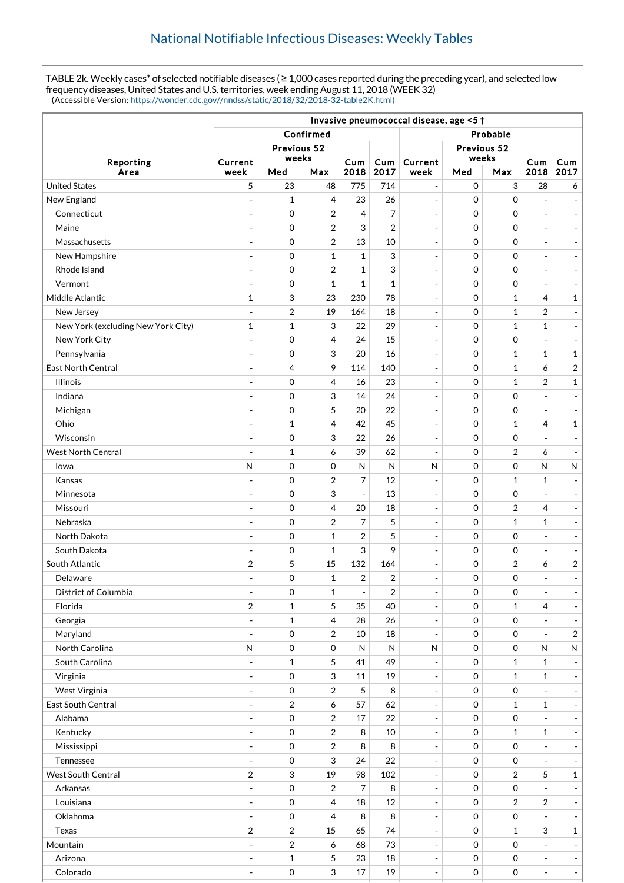## National Notifiable Infectious Diseases: Weekly Tables

TABLE 2k. Weekly cases* of selected notifiable diseases ( ≥ 1,000 cases reported during the preceding year), and selected low frequency diseases, United States and U.S. territories, week ending August 11, 2018 (WEEK 32)
(Accessible Version: https://wonder.cdc.gov//nndss/static/2018/32/2018-32-table2K.html)

| Reporting Area | Invasive pneumococcal disease, age <5 † | | | | | | | | | |
|---|---|---|---|---|---|---|---|---|---|---|
| | Confirmed | | | | | Probable | | | | |
| | Current week | Previous 52 weeks Med | Previous 52 weeks Max | Cum 2018 | Cum 2017 | Current week | Previous 52 weeks Med | Previous 52 weeks Max | Cum 2018 | Cum 2017 |
| United States | 5 | 23 | 48 | 775 | 714 | - | 0 | 3 | 28 | 6 |
| New England | - | 1 | 4 | 23 | 26 | - | 0 | 0 | - | - |
| Connecticut | - | 0 | 2 | 4 | 7 | - | 0 | 0 | - | - |
| Maine | - | 0 | 2 | 3 | 2 | - | 0 | 0 | - | - |
| Massachusetts | - | 0 | 2 | 13 | 10 | - | 0 | 0 | - | - |
| New Hampshire | - | 0 | 1 | 1 | 3 | - | 0 | 0 | - | - |
| Rhode Island | - | 0 | 2 | 1 | 3 | - | 0 | 0 | - | - |
| Vermont | - | 0 | 1 | 1 | 1 | - | 0 | 0 | - | - |
| Middle Atlantic | 1 | 3 | 23 | 230 | 78 | - | 0 | 1 | 4 | 1 |
| New Jersey | - | 2 | 19 | 164 | 18 | - | 0 | 1 | 2 | - |
| New York (excluding New York City) | 1 | 1 | 3 | 22 | 29 | - | 0 | 1 | 1 | - |
| New York City | - | 0 | 4 | 24 | 15 | - | 0 | 0 | - | - |
| Pennsylvania | - | 0 | 3 | 20 | 16 | - | 0 | 1 | 1 | 1 |
| East North Central | - | 4 | 9 | 114 | 140 | - | 0 | 1 | 6 | 2 |
| Illinois | - | 0 | 4 | 16 | 23 | - | 0 | 1 | 2 | 1 |
| Indiana | - | 0 | 3 | 14 | 24 | - | 0 | 0 | - | - |
| Michigan | - | 0 | 5 | 20 | 22 | - | 0 | 0 | - | - |
| Ohio | - | 1 | 4 | 42 | 45 | - | 0 | 1 | 4 | 1 |
| Wisconsin | - | 0 | 3 | 22 | 26 | - | 0 | 0 | - | - |
| West North Central | - | 1 | 6 | 39 | 62 | - | 0 | 2 | 6 | - |
| Iowa | N | 0 | 0 | N | N | N | 0 | 0 | N | N |
| Kansas | - | 0 | 2 | 7 | 12 | - | 0 | 1 | 1 | - |
| Minnesota | - | 0 | 3 | - | 13 | - | 0 | 0 | - | - |
| Missouri | - | 0 | 4 | 20 | 18 | - | 0 | 2 | 4 | - |
| Nebraska | - | 0 | 2 | 7 | 5 | - | 0 | 1 | 1 | - |
| North Dakota | - | 0 | 1 | 2 | 5 | - | 0 | 0 | - | - |
| South Dakota | - | 0 | 1 | 3 | 9 | - | 0 | 0 | - | - |
| South Atlantic | 2 | 5 | 15 | 132 | 164 | - | 0 | 2 | 6 | 2 |
| Delaware | - | 0 | 1 | 2 | 2 | - | 0 | 0 | - | - |
| District of Columbia | - | 0 | 1 | - | 2 | - | 0 | 0 | - | - |
| Florida | 2 | 1 | 5 | 35 | 40 | - | 0 | 1 | 4 | - |
| Georgia | - | 1 | 4 | 28 | 26 | - | 0 | 0 | - | - |
| Maryland | - | 0 | 2 | 10 | 18 | - | 0 | 0 | - | 2 |
| North Carolina | N | 0 | 0 | N | N | N | 0 | 0 | N | N |
| South Carolina | - | 1 | 5 | 41 | 49 | - | 0 | 1 | 1 | - |
| Virginia | - | 0 | 3 | 11 | 19 | - | 0 | 1 | 1 | - |
| West Virginia | - | 0 | 2 | 5 | 8 | - | 0 | 0 | - | - |
| East South Central | - | 2 | 6 | 57 | 62 | - | 0 | 1 | 1 | - |
| Alabama | - | 0 | 2 | 17 | 22 | - | 0 | 0 | - | - |
| Kentucky | - | 0 | 2 | 8 | 10 | - | 0 | 1 | 1 | - |
| Mississippi | - | 0 | 2 | 8 | 8 | - | 0 | 0 | - | - |
| Tennessee | - | 0 | 3 | 24 | 22 | - | 0 | 0 | - | - |
| West South Central | 2 | 3 | 19 | 98 | 102 | - | 0 | 2 | 5 | 1 |
| Arkansas | - | 0 | 2 | 7 | 8 | - | 0 | 0 | - | - |
| Louisiana | - | 0 | 4 | 18 | 12 | - | 0 | 2 | 2 | - |
| Oklahoma | - | 0 | 4 | 8 | 8 | - | 0 | 0 | - | - |
| Texas | 2 | 2 | 15 | 65 | 74 | - | 0 | 1 | 3 | 1 |
| Mountain | - | 2 | 6 | 68 | 73 | - | 0 | 0 | - | - |
| Arizona | - | 1 | 5 | 23 | 18 | - | 0 | 0 | - | - |
| Colorado | - | 0 | 3 | 17 | 19 | - | 0 | 0 | - | - |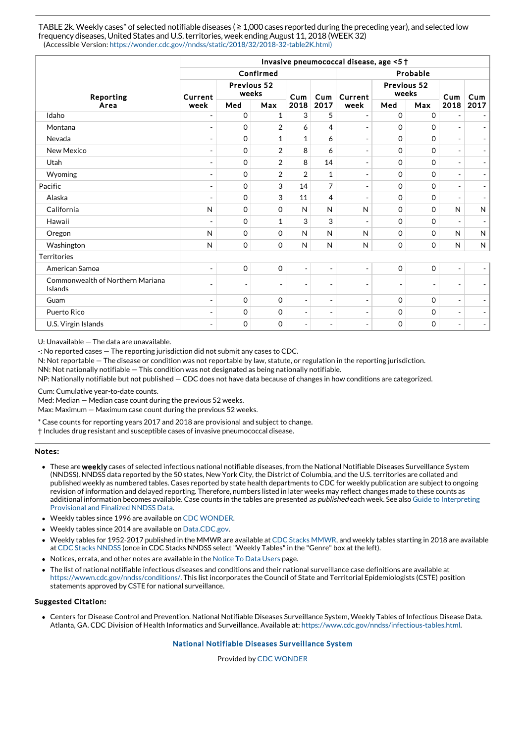TABLE 2k. Weekly cases* of selected notifiable diseases ( ≥ 1,000 cases reported during the preceding year), and selected low frequency diseases, United States and U.S. territories, week ending August 11, 2018 (WEEK 32)
(Accessible Version: https://wonder.cdc.gov//nndss/static/2018/32/2018-32-table2K.html)

| Reporting Area | Invasive pneumococcal disease, age <5 † | | | | | | | | | |
|---|---|---|---|---|---|---|---|---|---|---|
| | Confirmed | | | | | Probable | | | | |
| | Current week | Previous 52 weeks | | Cum 2018 | Cum 2017 | Current week | Previous 52 weeks | | Cum 2018 | Cum 2017 |
| | | Med | Max | | | | Med | Max | | |
| Idaho | - | 0 | 1 | 3 | 5 | - | 0 | 0 | - | - |
| Montana | - | 0 | 2 | 6 | 4 | - | 0 | 0 | - | - |
| Nevada | - | 0 | 1 | 1 | 6 | - | 0 | 0 | - | - |
| New Mexico | - | 0 | 2 | 8 | 6 | - | 0 | 0 | - | - |
| Utah | - | 0 | 2 | 8 | 14 | - | 0 | 0 | - | - |
| Wyoming | - | 0 | 2 | 2 | 1 | - | 0 | 0 | - | - |
| Pacific | - | 0 | 3 | 14 | 7 | - | 0 | 0 | - | - |
| Alaska | - | 0 | 3 | 11 | 4 | - | 0 | 0 | - | - |
| California | N | 0 | 0 | N | N | N | 0 | 0 | N | N |
| Hawaii | - | 0 | 1 | 3 | 3 | - | 0 | 0 | - | - |
| Oregon | N | 0 | 0 | N | N | N | 0 | 0 | N | N |
| Washington | N | 0 | 0 | N | N | N | 0 | 0 | N | N |
| Territories | | | | | | | | | | |
| American Samoa | - | 0 | 0 | - | - | - | 0 | 0 | - | - |
| Commonwealth of Northern Mariana Islands | - | - | - | - | - | - | - | - | - | - |
| Guam | - | 0 | 0 | - | - | - | 0 | 0 | - | - |
| Puerto Rico | - | 0 | 0 | - | - | - | 0 | 0 | - | - |
| U.S. Virgin Islands | - | 0 | 0 | - | - | - | 0 | 0 | - | - |

U: Unavailable — The data are unavailable.
-: No reported cases — The reporting jurisdiction did not submit any cases to CDC.
N: Not reportable — The disease or condition was not reportable by law, statute, or regulation in the reporting jurisdiction.
NN: Not nationally notifiable — This condition was not designated as being nationally notifiable.
NP: Nationally notifiable but not published — CDC does not have data because of changes in how conditions are categorized.

Cum: Cumulative year-to-date counts.
Med: Median — Median case count during the previous 52 weeks.
Max: Maximum — Maximum case count during the previous 52 weeks.

* Case counts for reporting years 2017 and 2018 are provisional and subject to change.
† Includes drug resistant and susceptible cases of invasive pneumococcal disease.

### Notes:

- These are **weekly** cases of selected infectious national notifiable diseases, from the National Notifiable Diseases Surveillance System (NNDSS). NNDSS data reported by the 50 states, New York City, the District of Columbia, and the U.S. territories are collated and published weekly as numbered tables. Cases reported by state health departments to CDC for weekly publication are subject to ongoing revision of information and delayed reporting. Therefore, numbers listed in later weeks may reflect changes made to these counts as additional information becomes available. Case counts in the tables are presented *as published* each week. See also Guide to Interpreting Provisional and Finalized NNDSS Data.
- Weekly tables since 1996 are available on CDC WONDER.
- Weekly tables since 2014 are available on Data.CDC.gov.
- Weekly tables for 1952-2017 published in the MMWR are available at CDC Stacks MMWR, and weekly tables starting in 2018 are available at CDC Stacks NNDSS (once in CDC Stacks NNDSS select "Weekly Tables" in the "Genre" box at the left).
- Notices, errata, and other notes are available in the Notice To Data Users page.
- The list of national notifiable infectious diseases and conditions and their national surveillance case definitions are available at https://wwwn.cdc.gov/nndss/conditions/. This list incorporates the Council of State and Territorial Epidemiologists (CSTE) position statements approved by CSTE for national surveillance.

### Suggested Citation:

- Centers for Disease Control and Prevention. National Notifiable Diseases Surveillance System, Weekly Tables of Infectious Disease Data. Atlanta, GA. CDC Division of Health Informatics and Surveillance. Available at: https://www.cdc.gov/nndss/infectious-tables.html.

**National Notifiable Diseases Surveillance System**

Provided by CDC WONDER